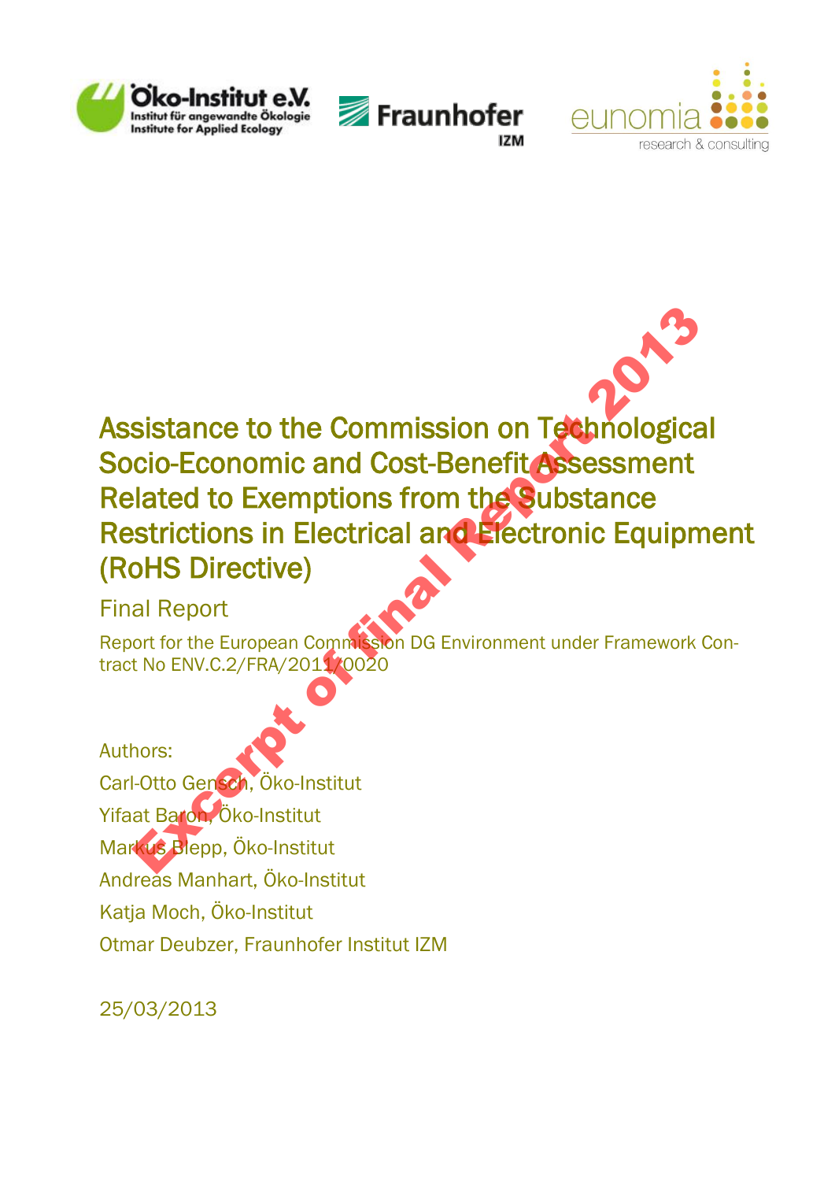Öko-Institut e.V. Institut für angewandte Ökologie Institute for Applied Ecology

Fraunhofer IZM

eunomia research & consulting

Excerpt of final Report 2013

# Assistance to the Commission on Technological Socio-Economic and Cost-Benefit Assessment Related to Exemptions from the Substance Restrictions in Electrical and Electronic Equipment (RoHS Directive)

## Final Report

Report for the European Commission DG Environment under Framework Contract No ENV.C.2/FRA/2011/0020

Authors:

Carl-Otto Gensch, Öko-Institut

Yifaat Baron, Öko-Institut

Markus Blepp, Öko-Institut

Andreas Manhart, Öko-Institut

Katja Moch, Öko-Institut

Otmar Deubzer, Fraunhofer Institut IZM

25/03/2013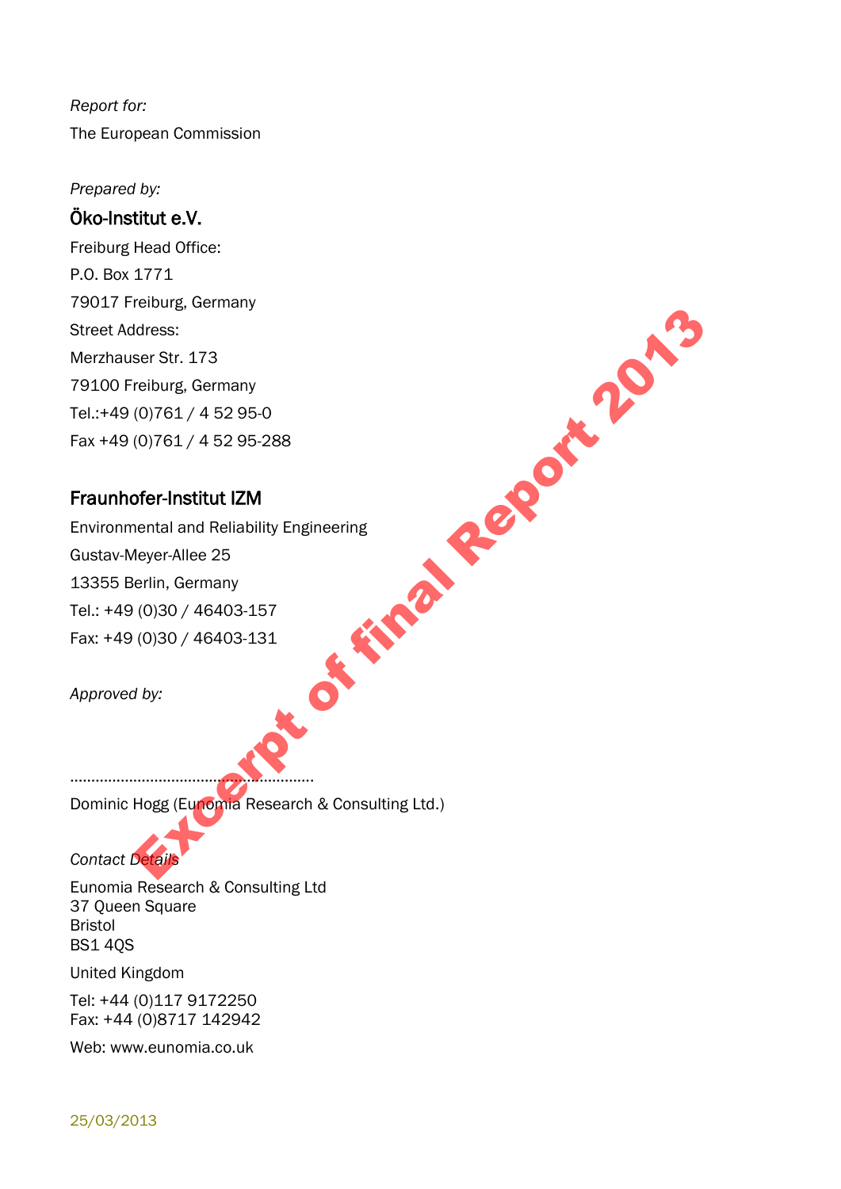*Report for:*

The European Commission

*Prepared by:*

**Öko-Institut e.V.**

Freiburg Head Office:
P.O. Box 1771
79017 Freiburg, Germany
Street Address:
Merzhauser Str. 173
79100 Freiburg, Germany
Tel.:+49 (0)761 / 4 52 95-0
Fax +49 (0)761 / 4 52 95-288

**Fraunhofer-Institut IZM**

Environmental and Reliability Engineering
Gustav-Meyer-Allee 25
13355 Berlin, Germany
Tel.: +49 (0)30 / 46403-157
Fax: +49 (0)30 / 46403-131

*Approved by:*

..........................................................

Dominic Hogg (Eunomia Research & Consulting Ltd.)

*Contact Details*

Eunomia Research & Consulting Ltd
37 Queen Square
Bristol
BS1 4QS

United Kingdom

Tel: +44 (0)117 9172250
Fax: +44 (0)8717 142942

Web: www.eunomia.co.uk

25/03/2013

Excerpt of final Report 2013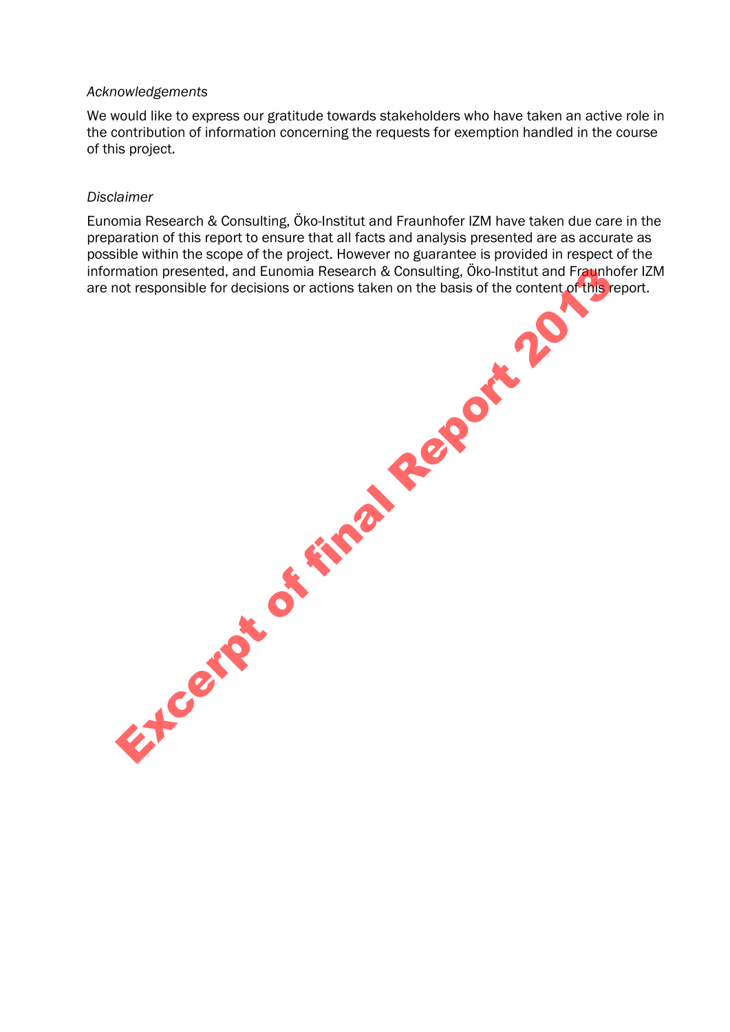*Acknowledgements*

We would like to express our gratitude towards stakeholders who have taken an active role in the contribution of information concerning the requests for exemption handled in the course of this project.

*Disclaimer*

Eunomia Research & Consulting, Öko-Institut and Fraunhofer IZM have taken due care in the preparation of this report to ensure that all facts and analysis presented are as accurate as possible within the scope of the project. However no guarantee is provided in respect of the information presented, and Eunomia Research & Consulting, Öko-Institut and Fraunhofer IZM are not responsible for decisions or actions taken on the basis of the content of this report.

Excerpt of final Report 2013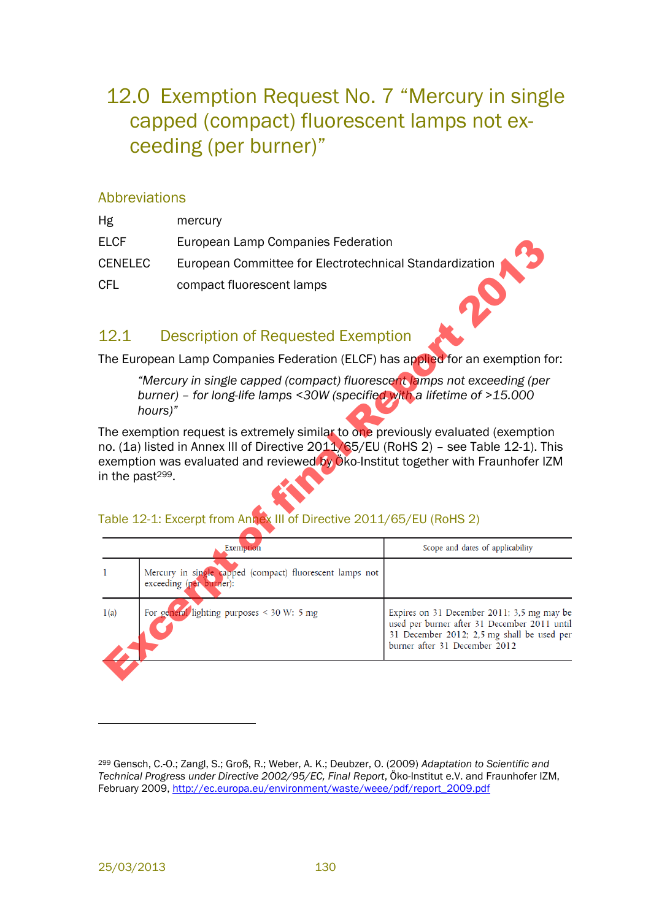# 12.0 Exemption Request No. 7 “Mercury in single capped (compact) fluorescent lamps not exceeding (per burner)”

## Abbreviations

| | |
|---|---|
| Hg | mercury |
| ELCF | European Lamp Companies Federation |
| CENELEC | European Committee for Electrotechnical Standardization |
| CFL | compact fluorescent lamps |

## 12.1 Description of Requested Exemption

The European Lamp Companies Federation (ELCF) has applied for an exemption for:

> *“Mercury in single capped (compact) fluorescent lamps not exceeding (per burner) – for long-life lamps <30W (specified with a lifetime of >15.000 hours)”*

The exemption request is extremely similar to one previously evaluated (exemption no. (1a) listed in Annex III of Directive 2011/65/EU (RoHS 2) – see Table 12-1). This exemption was evaluated and reviewed by Öko-Institut together with Fraunhofer IZM in the past[299].

Table 12-1: Excerpt from Annex III of Directive 2011/65/EU (RoHS 2)

| Exemption | | Scope and dates of applicability |
|---|---|---|
| 1 | Mercury in single capped (compact) fluorescent lamps not exceeding (per burner): | |
| 1(a) | For general lighting purposes < 30 W: 5 mg | Expires on 31 December 2011; 3,5 mg may be used per burner after 31 December 2011 until 31 December 2012; 2,5 mg shall be used per burner after 31 December 2012 |

[299] Gensch, C.-O.; Zangl, S.; Groß, R.; Weber, A. K.; Deubzer, O. (2009) *Adaptation to Scientific and Technical Progress under Directive 2002/95/EC, Final Report*, Öko-Institut e.V. and Fraunhofer IZM, February 2009, http://ec.europa.eu/environment/waste/weee/pdf/report_2009.pdf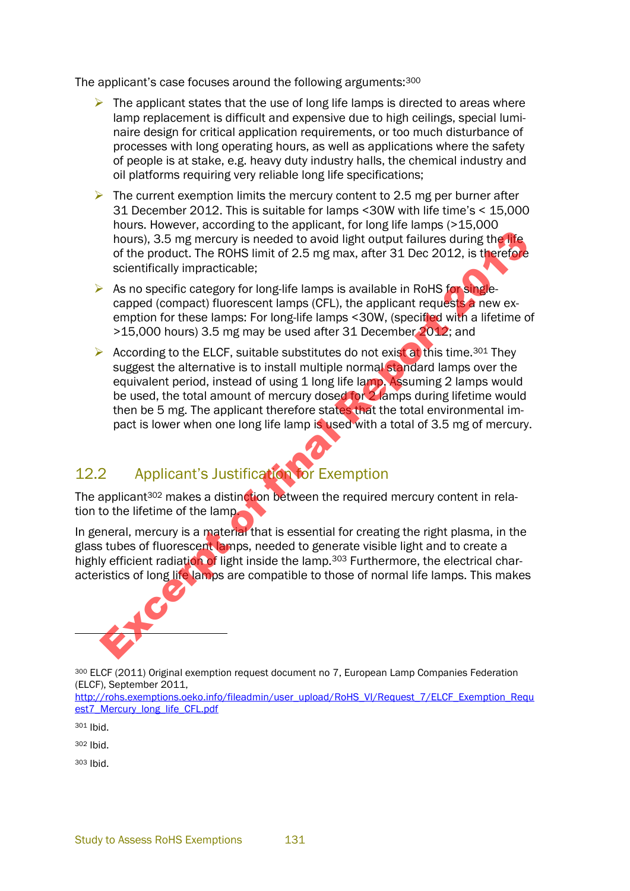The applicant's case focuses around the following arguments:[300]

- The applicant states that the use of long life lamps is directed to areas where lamp replacement is difficult and expensive due to high ceilings, special luminaire design for critical application requirements, or too much disturbance of processes with long operating hours, as well as applications where the safety of people is at stake, e.g. heavy duty industry halls, the chemical industry and oil platforms requiring very reliable long life specifications;
- The current exemption limits the mercury content to 2.5 mg per burner after 31 December 2012. This is suitable for lamps <30W with life time's < 15,000 hours. However, according to the applicant, for long life lamps (>15,000 hours), 3.5 mg mercury is needed to avoid light output failures during the life of the product. The ROHS limit of 2.5 mg max, after 31 Dec 2012, is therefore scientifically impracticable;
- As no specific category for long-life lamps is available in RoHS for single-capped (compact) fluorescent lamps (CFL), the applicant requests a new exemption for these lamps: For long-life lamps <30W, (specified with a lifetime of >15,000 hours) 3.5 mg may be used after 31 December 2012; and
- According to the ELCF, suitable substitutes do not exist at this time.[301] They suggest the alternative is to install multiple normal standard lamps over the equivalent period, instead of using 1 long life lamp. Assuming 2 lamps would be used, the total amount of mercury dosed for 2 lamps during lifetime would then be 5 mg. The applicant therefore states that the total environmental impact is lower when one long life lamp is used with a total of 3.5 mg of mercury.

## 12.2 Applicant's Justification for Exemption

The applicant[302] makes a distinction between the required mercury content in relation to the lifetime of the lamp.

In general, mercury is a material that is essential for creating the right plasma, in the glass tubes of fluorescent lamps, needed to generate visible light and to create a highly efficient radiation of light inside the lamp.[303] Furthermore, the electrical characteristics of long life lamps are compatible to those of normal life lamps. This makes

---

[300] ELCF (2011) Original exemption request document no 7, European Lamp Companies Federation (ELCF), September 2011, http://rohs.exemptions.oeko.info/fileadmin/user_upload/RoHS_VI/Request_7/ELCF_Exemption_Request7_Mercury_long_life_CFL.pdf

[301] Ibid.

[302] Ibid.

[303] Ibid.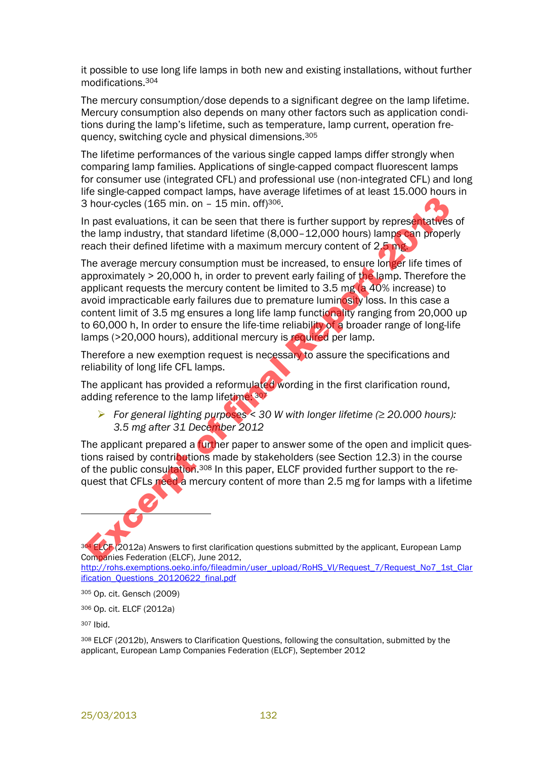it possible to use long life lamps in both new and existing installations, without further modifications.[304]

The mercury consumption/dose depends to a significant degree on the lamp lifetime. Mercury consumption also depends on many other factors such as application conditions during the lamp's lifetime, such as temperature, lamp current, operation frequency, switching cycle and physical dimensions.[305]

The lifetime performances of the various single capped lamps differ strongly when comparing lamp families. Applications of single-capped compact fluorescent lamps for consumer use (integrated CFL) and professional use (non-integrated CFL) and long life single-capped compact lamps, have average lifetimes of at least 15.000 hours in 3 hour-cycles (165 min. on – 15 min. off)[306].

In past evaluations, it can be seen that there is further support by representatives of the lamp industry, that standard lifetime (8,000–12,000 hours) lamps can properly reach their defined lifetime with a maximum mercury content of 2.5 mg.

The average mercury consumption must be increased, to ensure longer life times of approximately > 20,000 h, in order to prevent early failing of the lamp. Therefore the applicant requests the mercury content be limited to 3.5 mg (a 40% increase) to avoid impracticable early failures due to premature luminosity loss. In this case a content limit of 3.5 mg ensures a long life lamp functionality ranging from 20,000 up to 60,000 h, In order to ensure the life-time reliability of a broader range of long-life lamps (>20,000 hours), additional mercury is required per lamp.

Therefore a new exemption request is necessary to assure the specifications and reliability of long life CFL lamps.

The applicant has provided a reformulated wording in the first clarification round, adding reference to the lamp lifetime:[307]

- *For general lighting purposes < 30 W with longer lifetime (≥ 20.000 hours): 3.5 mg after 31 December 2012*

The applicant prepared a further paper to answer some of the open and implicit questions raised by contributions made by stakeholders (see Section 12.3) in the course of the public consultation.[308] In this paper, ELCF provided further support to the request that CFLs need a mercury content of more than 2.5 mg for lamps with a lifetime

---

[304] ELCF (2012a) Answers to first clarification questions submitted by the applicant, European Lamp Companies Federation (ELCF), June 2012, http://rohs.exemptions.oeko.info/fileadmin/user_upload/RoHS_VI/Request_7/Request_No7_1st_Clarification_Questions_20120622_final.pdf

[305] Op. cit. Gensch (2009)

[306] Op. cit. ELCF (2012a)

[307] Ibid.

[308] ELCF (2012b), Answers to Clarification Questions, following the consultation, submitted by the applicant, European Lamp Companies Federation (ELCF), September 2012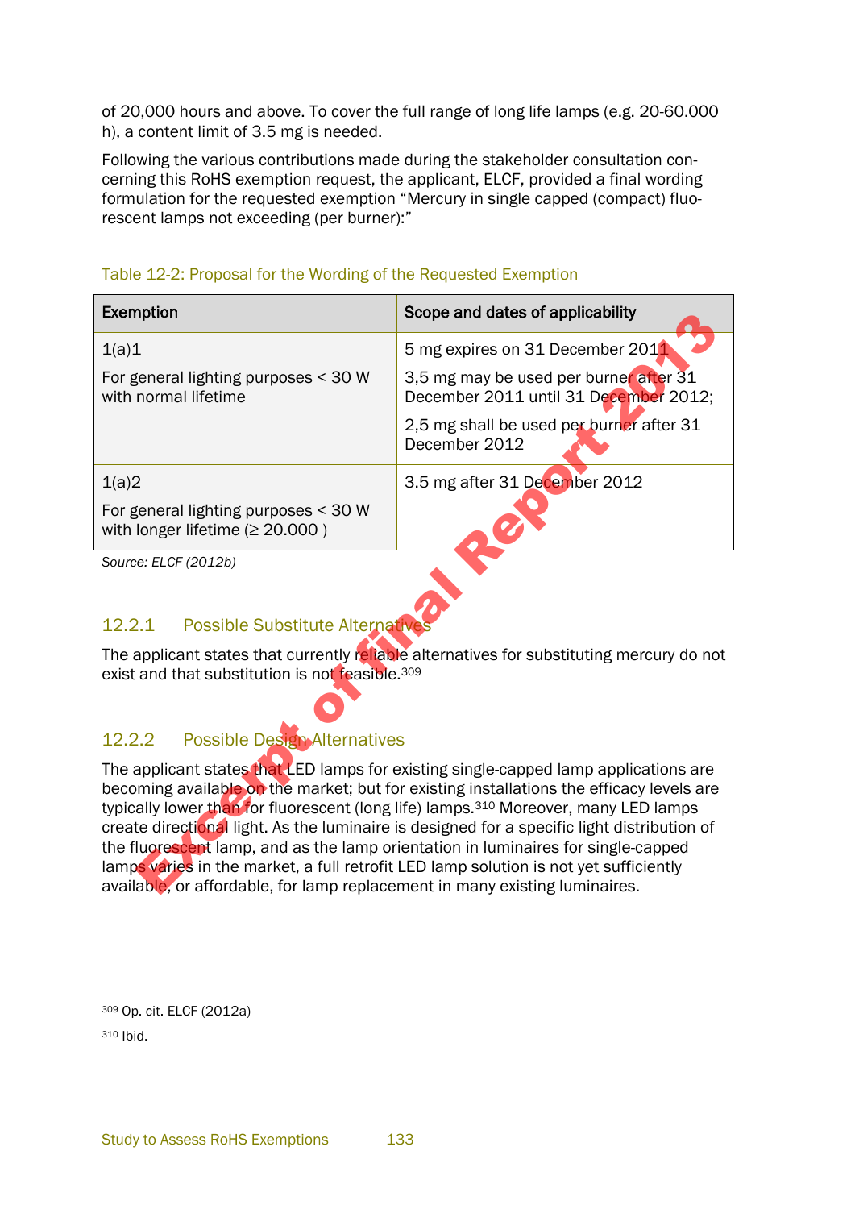of 20,000 hours and above. To cover the full range of long life lamps (e.g. 20-60.000 h), a content limit of 3.5 mg is needed.

Following the various contributions made during the stakeholder consultation concerning this RoHS exemption request, the applicant, ELCF, provided a final wording formulation for the requested exemption "Mercury in single capped (compact) fluorescent lamps not exceeding (per burner):"

Table 12-2: Proposal for the Wording of the Requested Exemption

| Exemption | Scope and dates of applicability |
|---|---|
| 1(a)1<br>For general lighting purposes < 30 W with normal lifetime | 5 mg expires on 31 December 2011<br>3,5 mg may be used per burner after 31 December 2011 until 31 December 2012;<br>2,5 mg shall be used per burner after 31 December 2012 |
| 1(a)2<br>For general lighting purposes < 30 W with longer lifetime (≥ 20.000 ) | 3.5 mg after 31 December 2012 |

*Source: ELCF (2012b)*

### 12.2.1 Possible Substitute Alternatives

The applicant states that currently reliable alternatives for substituting mercury do not exist and that substitution is not feasible.[309]

### 12.2.2 Possible Design Alternatives

The applicant states that LED lamps for existing single-capped lamp applications are becoming available on the market; but for existing installations the efficacy levels are typically lower than for fluorescent (long life) lamps.[310] Moreover, many LED lamps create directional light. As the luminaire is designed for a specific light distribution of the fluorescent lamp, and as the lamp orientation in luminaires for single-capped lamps varies in the market, a full retrofit LED lamp solution is not yet sufficiently available, or affordable, for lamp replacement in many existing luminaires.

---

[309] Op. cit. ELCF (2012a)

[310] Ibid.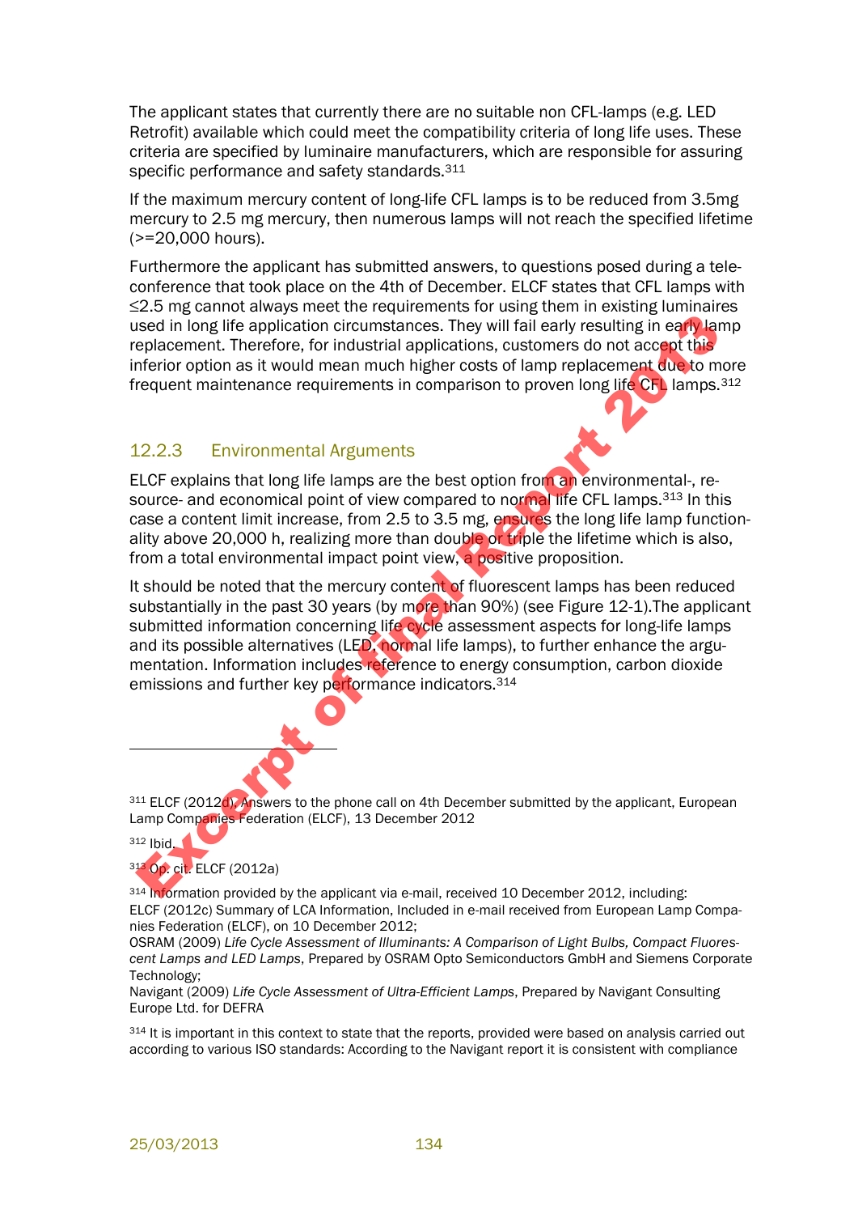The applicant states that currently there are no suitable non CFL-lamps (e.g. LED Retrofit) available which could meet the compatibility criteria of long life uses. These criteria are specified by luminaire manufacturers, which are responsible for assuring specific performance and safety standards.[311]

If the maximum mercury content of long-life CFL lamps is to be reduced from 3.5mg mercury to 2.5 mg mercury, then numerous lamps will not reach the specified lifetime (>=20,000 hours).

Furthermore the applicant has submitted answers, to questions posed during a tele-conference that took place on the 4th of December. ELCF states that CFL lamps with ≤2.5 mg cannot always meet the requirements for using them in existing luminaires used in long life application circumstances. They will fail early resulting in early lamp replacement. Therefore, for industrial applications, customers do not accept this inferior option as it would mean much higher costs of lamp replacement due to more frequent maintenance requirements in comparison to proven long life CFL lamps.[312]

### 12.2.3 Environmental Arguments

ELCF explains that long life lamps are the best option from an environmental-, resource- and economical point of view compared to normal life CFL lamps.[313] In this case a content limit increase, from 2.5 to 3.5 mg, ensures the long life lamp functionality above 20,000 h, realizing more than double or triple the lifetime which is also, from a total environmental impact point view, a positive proposition.

It should be noted that the mercury content of fluorescent lamps has been reduced substantially in the past 30 years (by more than 90%) (see Figure 12-1).The applicant submitted information concerning life cycle assessment aspects for long-life lamps and its possible alternatives (LED, normal life lamps), to further enhance the argumentation. Information includes reference to energy consumption, carbon dioxide emissions and further key performance indicators.[314]

---

[311] ELCF (2012d) Answers to the phone call on 4th December submitted by the applicant, European Lamp Companies Federation (ELCF), 13 December 2012

[312] Ibid.

[313] Op. cit. ELCF (2012a)

[314] Information provided by the applicant via e-mail, received 10 December 2012, including: ELCF (2012c) Summary of LCA Information, Included in e-mail received from European Lamp Companies Federation (ELCF), on 10 December 2012;
OSRAM (2009) *Life Cycle Assessment of Illuminants: A Comparison of Light Bulbs, Compact Fluorescent Lamps and LED Lamps*, Prepared by OSRAM Opto Semiconductors GmbH and Siemens Corporate Technology;
Navigant (2009) *Life Cycle Assessment of Ultra-Efficient Lamps*, Prepared by Navigant Consulting Europe Ltd. for DEFRA

[314] It is important in this context to state that the reports, provided were based on analysis carried out according to various ISO standards: According to the Navigant report it is consistent with compliance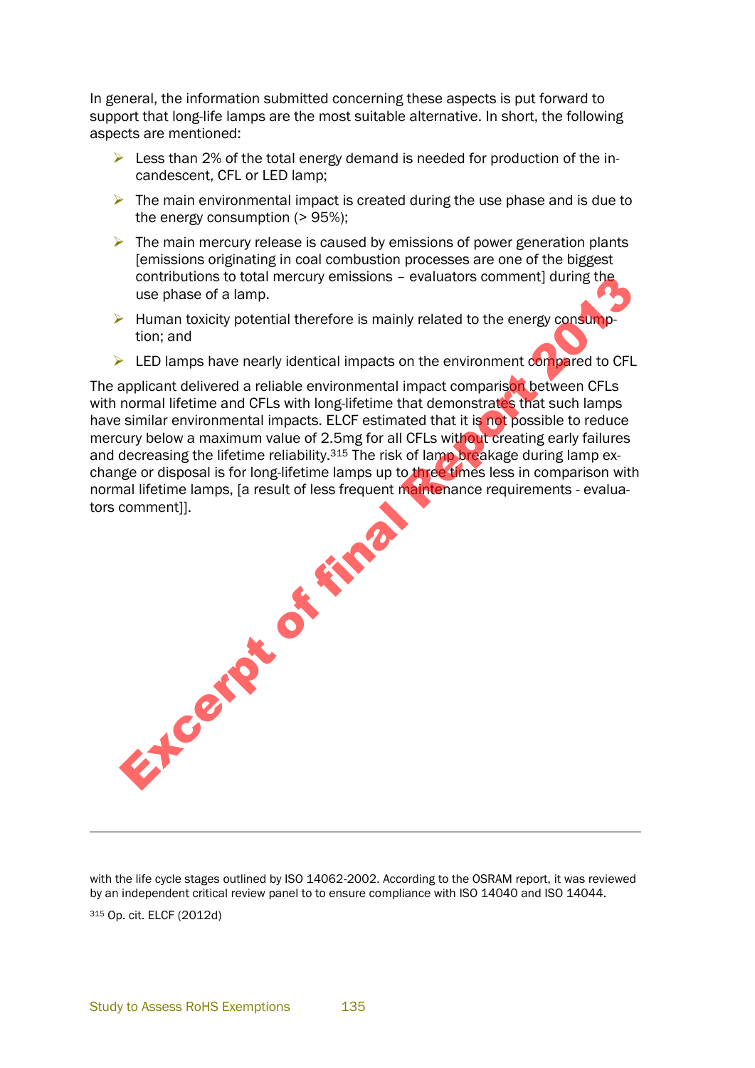In general, the information submitted concerning these aspects is put forward to support that long-life lamps are the most suitable alternative. In short, the following aspects are mentioned:

- Less than 2% of the total energy demand is needed for production of the incandescent, CFL or LED lamp;
- The main environmental impact is created during the use phase and is due to the energy consumption (> 95%);
- The main mercury release is caused by emissions of power generation plants [emissions originating in coal combustion processes are one of the biggest contributions to total mercury emissions – evaluators comment] during the use phase of a lamp.
- Human toxicity potential therefore is mainly related to the energy consumption; and
- LED lamps have nearly identical impacts on the environment compared to CFL

The applicant delivered a reliable environmental impact comparison between CFLs with normal lifetime and CFLs with long-lifetime that demonstrates that such lamps have similar environmental impacts. ELCF estimated that it is not possible to reduce mercury below a maximum value of 2.5mg for all CFLs without creating early failures and decreasing the lifetime reliability.[315] The risk of lamp breakage during lamp exchange or disposal is for long-lifetime lamps up to three times less in comparison with normal lifetime lamps, [a result of less frequent maintenance requirements - evaluators comment]].

Excerpt of final Report 2013

---

with the life cycle stages outlined by ISO 14062-2002. According to the OSRAM report, it was reviewed by an independent critical review panel to to ensure compliance with ISO 14040 and ISO 14044.

[315] Op. cit. ELCF (2012d)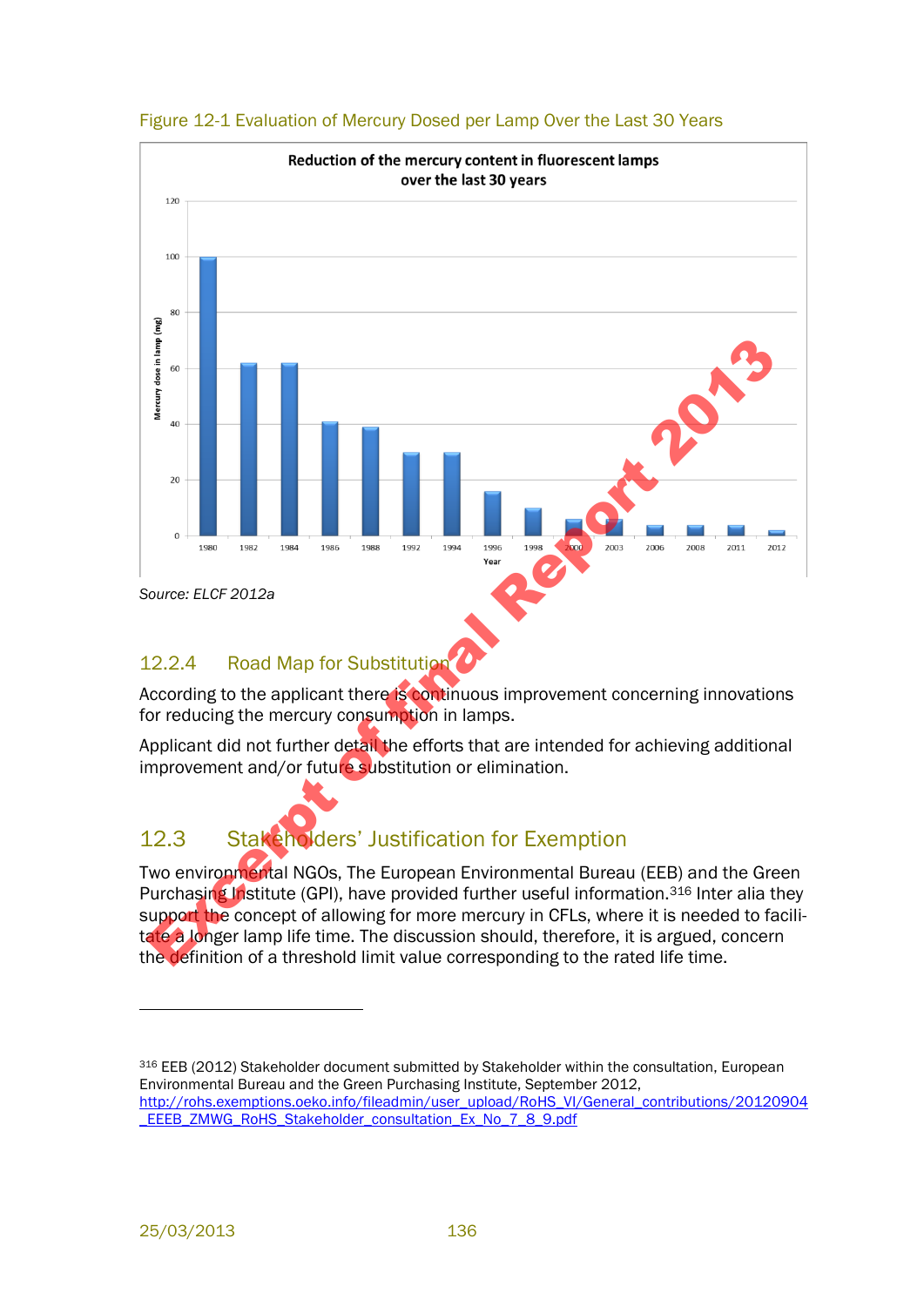Figure 12-1 Evaluation of Mercury Dosed per Lamp Over the Last 30 Years

Source: ELCF 2012a

### 12.2.4 Road Map for Substitution

According to the applicant there is continuous improvement concerning innovations for reducing the mercury consumption in lamps.

Applicant did not further detail the efforts that are intended for achieving additional improvement and/or future substitution or elimination.

## 12.3 Stakeholders' Justification for Exemption

Two environmental NGOs, The European Environmental Bureau (EEB) and the Green Purchasing Institute (GPI), have provided further useful information.[316] Inter alia they support the concept of allowing for more mercury in CFLs, where it is needed to facilitate a longer lamp life time. The discussion should, therefore, it is argued, concern the definition of a threshold limit value corresponding to the rated life time.

---

[316] EEB (2012) Stakeholder document submitted by Stakeholder within the consultation, European Environmental Bureau and the Green Purchasing Institute, September 2012, http://rohs.exemptions.oeko.info/fileadmin/user_upload/RoHS_VI/General_contributions/20120904_EEEB_ZMWG_RoHS_Stakeholder_consultation_Ex_No_7_8_9.pdf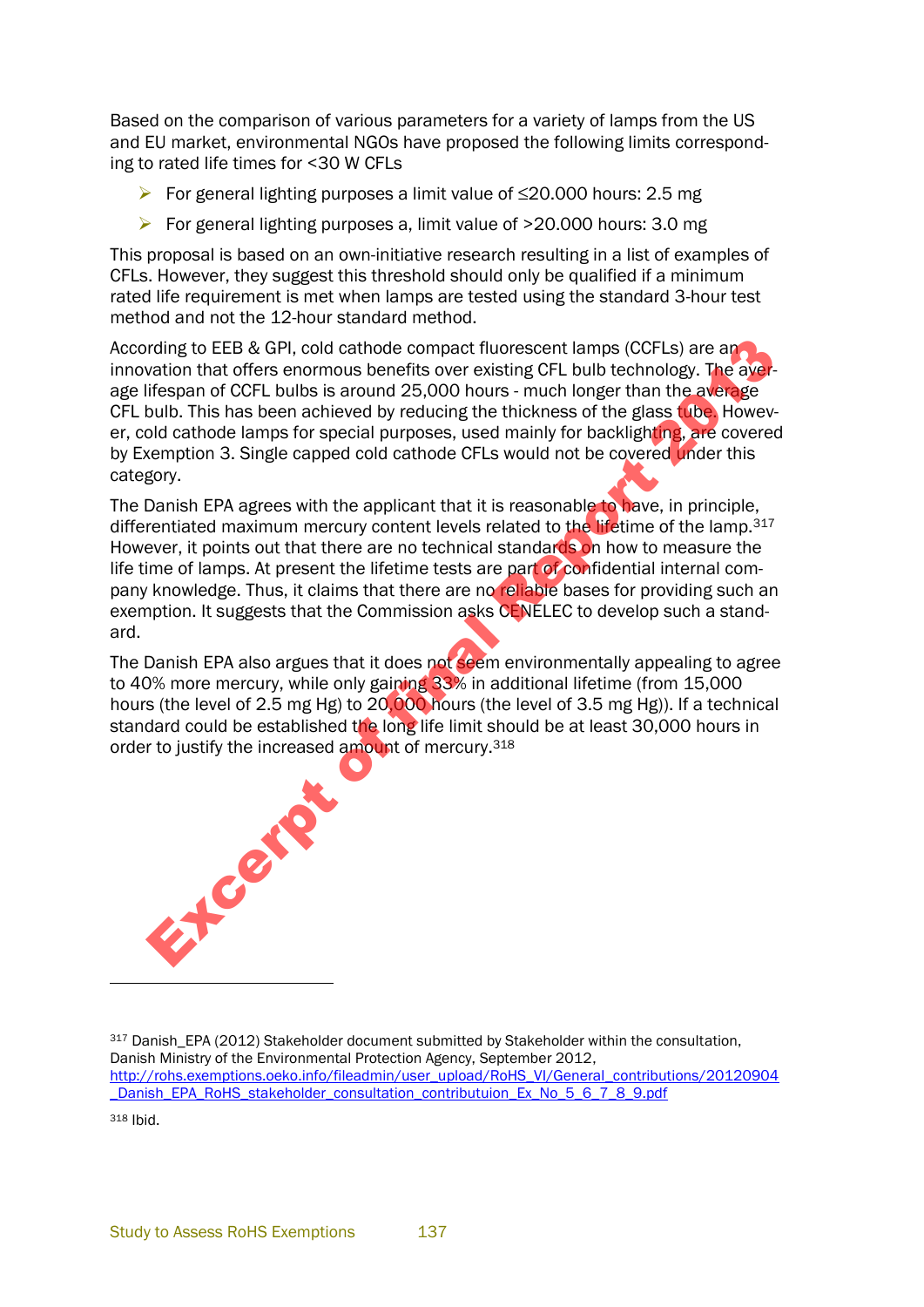Based on the comparison of various parameters for a variety of lamps from the US and EU market, environmental NGOs have proposed the following limits corresponding to rated life times for <30 W CFLs

- For general lighting purposes a limit value of ≤20.000 hours: 2.5 mg
- For general lighting purposes a, limit value of >20.000 hours: 3.0 mg

This proposal is based on an own-initiative research resulting in a list of examples of CFLs. However, they suggest this threshold should only be qualified if a minimum rated life requirement is met when lamps are tested using the standard 3-hour test method and not the 12-hour standard method.

According to EEB & GPI, cold cathode compact fluorescent lamps (CCFLs) are an innovation that offers enormous benefits over existing CFL bulb technology. The average lifespan of CCFL bulbs is around 25,000 hours - much longer than the average CFL bulb. This has been achieved by reducing the thickness of the glass tube. However, cold cathode lamps for special purposes, used mainly for backlighting, are covered by Exemption 3. Single capped cold cathode CFLs would not be covered under this category.

The Danish EPA agrees with the applicant that it is reasonable to have, in principle, differentiated maximum mercury content levels related to the lifetime of the lamp.[317] However, it points out that there are no technical standards on how to measure the life time of lamps. At present the lifetime tests are part of confidential internal company knowledge. Thus, it claims that there are no reliable bases for providing such an exemption. It suggests that the Commission asks CENELEC to develop such a standard.

The Danish EPA also argues that it does not seem environmentally appealing to agree to 40% more mercury, while only gaining 33% in additional lifetime (from 15,000 hours (the level of 2.5 mg Hg) to 20,000 hours (the level of 3.5 mg Hg)). If a technical standard could be established the long life limit should be at least 30,000 hours in order to justify the increased amount of mercury.[318]

---

[317] Danish_EPA (2012) Stakeholder document submitted by Stakeholder within the consultation, Danish Ministry of the Environmental Protection Agency, September 2012, http://rohs.exemptions.oeko.info/fileadmin/user_upload/RoHS_VI/General_contributions/20120904_Danish_EPA_RoHS_stakeholder_consultation_contributuion_Ex_No_5_6_7_8_9.pdf

[318] Ibid.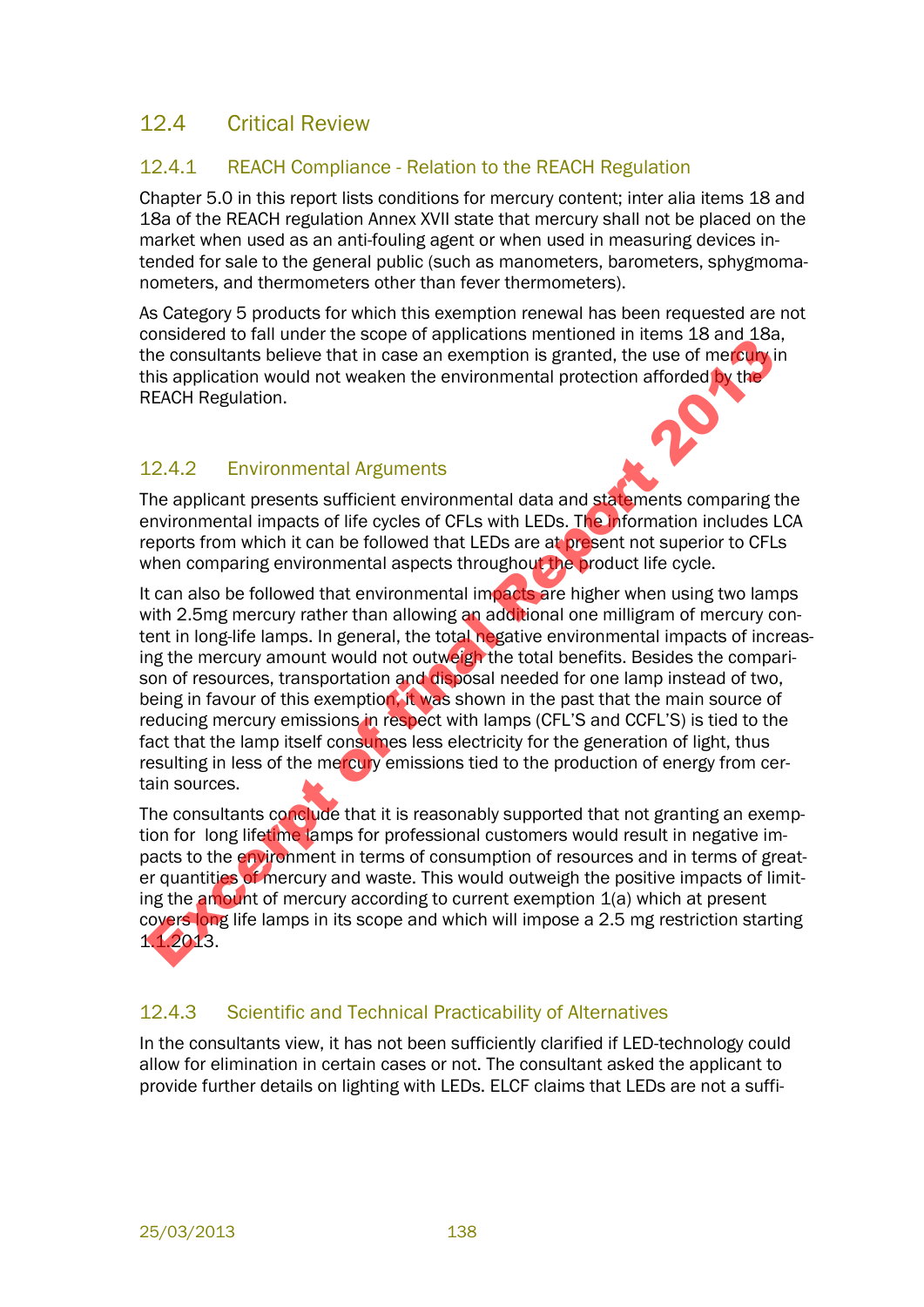## 12.4 Critical Review

### 12.4.1 REACH Compliance - Relation to the REACH Regulation

Chapter 5.0 in this report lists conditions for mercury content; inter alia items 18 and 18a of the REACH regulation Annex XVII state that mercury shall not be placed on the market when used as an anti-fouling agent or when used in measuring devices intended for sale to the general public (such as manometers, barometers, sphygmomanometers, and thermometers other than fever thermometers).

As Category 5 products for which this exemption renewal has been requested are not considered to fall under the scope of applications mentioned in items 18 and 18a, the consultants believe that in case an exemption is granted, the use of mercury in this application would not weaken the environmental protection afforded by the REACH Regulation.

### 12.4.2 Environmental Arguments

The applicant presents sufficient environmental data and statements comparing the environmental impacts of life cycles of CFLs with LEDs. The information includes LCA reports from which it can be followed that LEDs are at present not superior to CFLs when comparing environmental aspects throughout the product life cycle.

It can also be followed that environmental impacts are higher when using two lamps with 2.5mg mercury rather than allowing an additional one milligram of mercury content in long-life lamps. In general, the total negative environmental impacts of increasing the mercury amount would not outweigh the total benefits. Besides the comparison of resources, transportation and disposal needed for one lamp instead of two, being in favour of this exemption, it was shown in the past that the main source of reducing mercury emissions in respect with lamps (CFL'S and CCFL'S) is tied to the fact that the lamp itself consumes less electricity for the generation of light, thus resulting in less of the mercury emissions tied to the production of energy from certain sources.

The consultants conclude that it is reasonably supported that not granting an exemption for long lifetime lamps for professional customers would result in negative impacts to the environment in terms of consumption of resources and in terms of greater quantities of mercury and waste. This would outweigh the positive impacts of limiting the amount of mercury according to current exemption 1(a) which at present covers long life lamps in its scope and which will impose a 2.5 mg restriction starting 1.1.2013.

### 12.4.3 Scientific and Technical Practicability of Alternatives

In the consultants view, it has not been sufficiently clarified if LED-technology could allow for elimination in certain cases or not. The consultant asked the applicant to provide further details on lighting with LEDs. ELCF claims that LEDs are not a suffi-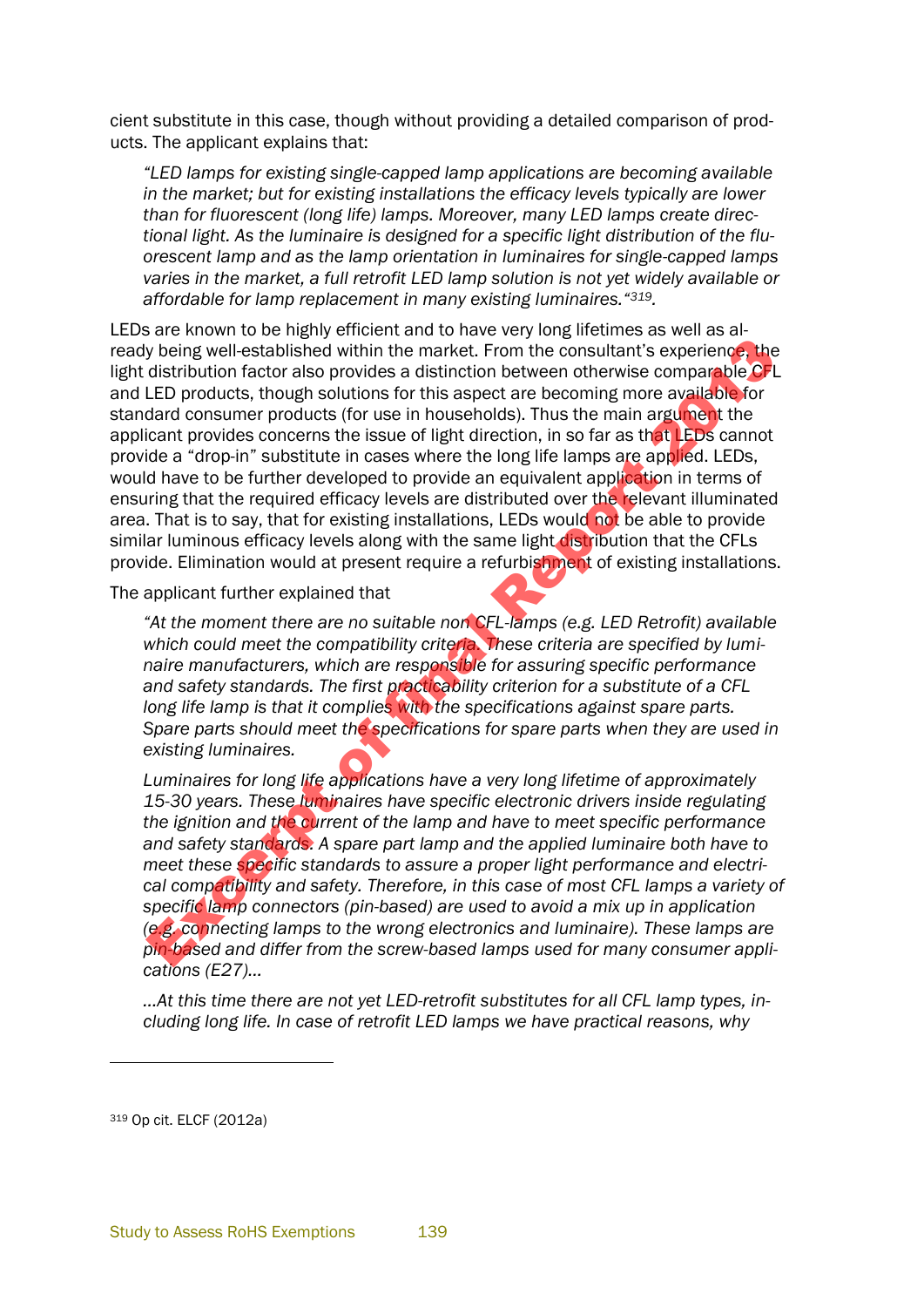cient substitute in this case, though without providing a detailed comparison of products. The applicant explains that:

> *"LED lamps for existing single-capped lamp applications are becoming available in the market; but for existing installations the efficacy levels typically are lower than for fluorescent (long life) lamps. Moreover, many LED lamps create directional light. As the luminaire is designed for a specific light distribution of the fluorescent lamp and as the lamp orientation in luminaires for single-capped lamps varies in the market, a full retrofit LED lamp solution is not yet widely available or affordable for lamp replacement in many existing luminaires."*[319].

LEDs are known to be highly efficient and to have very long lifetimes as well as already being well-established within the market. From the consultant's experience, the light distribution factor also provides a distinction between otherwise comparable CFL and LED products, though solutions for this aspect are becoming more available for standard consumer products (for use in households). Thus the main argument the applicant provides concerns the issue of light direction, in so far as that LEDs cannot provide a "drop-in" substitute in cases where the long life lamps are applied. LEDs, would have to be further developed to provide an equivalent application in terms of ensuring that the required efficacy levels are distributed over the relevant illuminated area. That is to say, that for existing installations, LEDs would not be able to provide similar luminous efficacy levels along with the same light distribution that the CFLs provide. Elimination would at present require a refurbishment of existing installations.

The applicant further explained that

> *"At the moment there are no suitable non CFL-lamps (e.g. LED Retrofit) available which could meet the compatibility criteria. These criteria are specified by luminaire manufacturers, which are responsible for assuring specific performance and safety standards. The first practicability criterion for a substitute of a CFL long life lamp is that it complies with the specifications against spare parts. Spare parts should meet the specifications for spare parts when they are used in existing luminaires.*
>
> *Luminaires for long life applications have a very long lifetime of approximately 15-30 years. These luminaires have specific electronic drivers inside regulating the ignition and the current of the lamp and have to meet specific performance and safety standards. A spare part lamp and the applied luminaire both have to meet these specific standards to assure a proper light performance and electrical compatibility and safety. Therefore, in this case of most CFL lamps a variety of specific lamp connectors (pin-based) are used to avoid a mix up in application (e.g. connecting lamps to the wrong electronics and luminaire). These lamps are pin-based and differ from the screw-based lamps used for many consumer applications (E27)…*
>
> *…At this time there are not yet LED-retrofit substitutes for all CFL lamp types, including long life. In case of retrofit LED lamps we have practical reasons, why*

[319] Op cit. ELCF (2012a)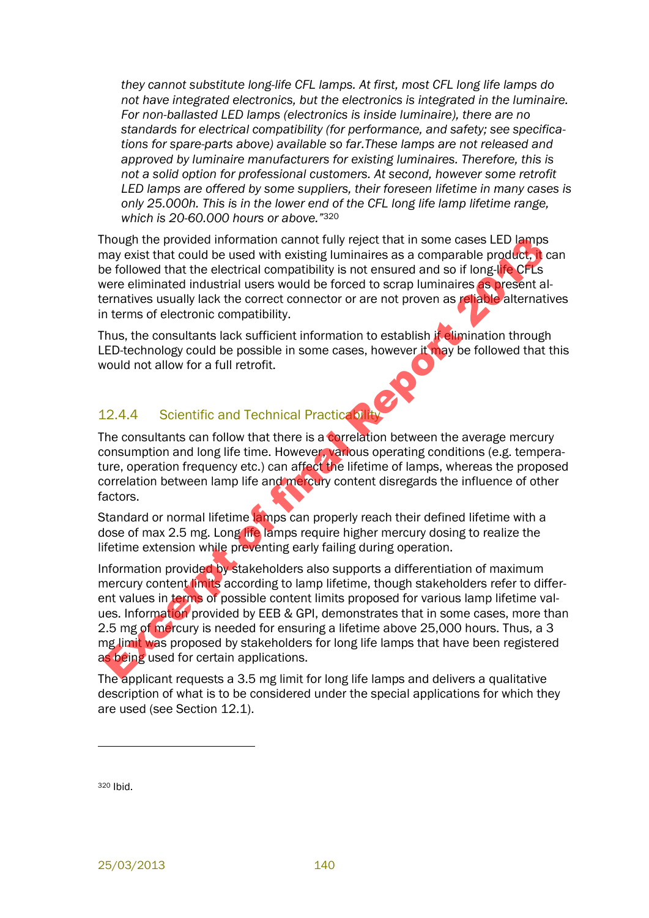*they cannot substitute long-life CFL lamps. At first, most CFL long life lamps do not have integrated electronics, but the electronics is integrated in the luminaire. For non-ballasted LED lamps (electronics is inside luminaire), there are no standards for electrical compatibility (for performance, and safety; see specifications for spare-parts above) available so far.These lamps are not released and approved by luminaire manufacturers for existing luminaires. Therefore, this is not a solid option for professional customers. At second, however some retrofit LED lamps are offered by some suppliers, their foreseen lifetime in many cases is only 25.000h. This is in the lower end of the CFL long life lamp lifetime range, which is 20-60.000 hours or above."*[320]

Though the provided information cannot fully reject that in some cases LED lamps may exist that could be used with existing luminaires as a comparable product, it can be followed that the electrical compatibility is not ensured and so if long-life CFLs were eliminated industrial users would be forced to scrap luminaires as present alternatives usually lack the correct connector or are not proven as reliable alternatives in terms of electronic compatibility.

Thus, the consultants lack sufficient information to establish if elimination through LED-technology could be possible in some cases, however it may be followed that this would not allow for a full retrofit.

### 12.4.4 Scientific and Technical Practicability

The consultants can follow that there is a correlation between the average mercury consumption and long life time. However, various operating conditions (e.g. temperature, operation frequency etc.) can affect the lifetime of lamps, whereas the proposed correlation between lamp life and mercury content disregards the influence of other factors.

Standard or normal lifetime lamps can properly reach their defined lifetime with a dose of max 2.5 mg. Long life lamps require higher mercury dosing to realize the lifetime extension while preventing early failing during operation.

Information provided by stakeholders also supports a differentiation of maximum mercury content limits according to lamp lifetime, though stakeholders refer to different values in terms of possible content limits proposed for various lamp lifetime values. Information provided by EEB & GPI, demonstrates that in some cases, more than 2.5 mg of mercury is needed for ensuring a lifetime above 25,000 hours. Thus, a 3 mg limit was proposed by stakeholders for long life lamps that have been registered as being used for certain applications.

The applicant requests a 3.5 mg limit for long life lamps and delivers a qualitative description of what is to be considered under the special applications for which they are used (see Section 12.1).

---

[320] Ibid.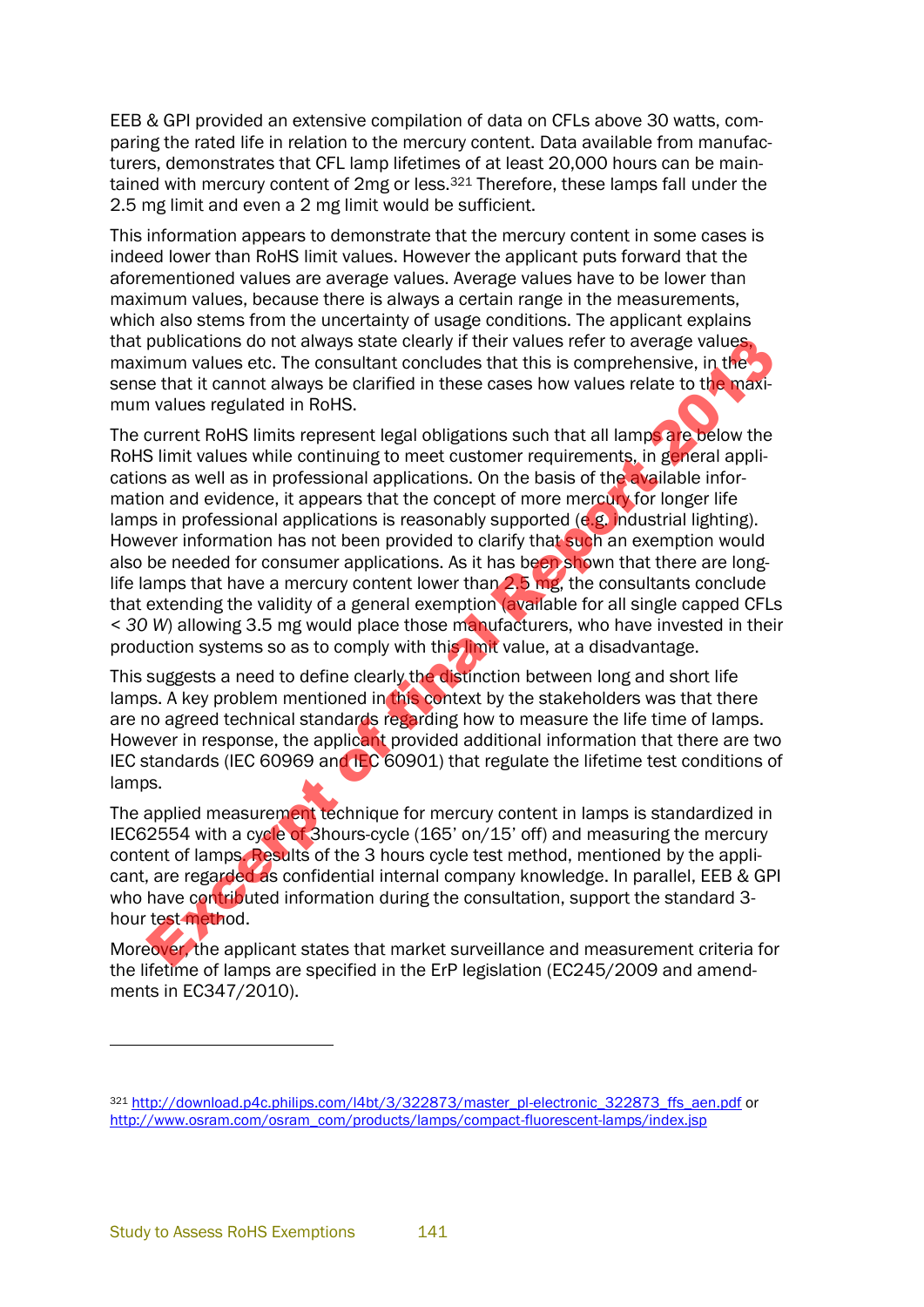EEB & GPI provided an extensive compilation of data on CFLs above 30 watts, comparing the rated life in relation to the mercury content. Data available from manufacturers, demonstrates that CFL lamp lifetimes of at least 20,000 hours can be maintained with mercury content of 2mg or less.[321] Therefore, these lamps fall under the 2.5 mg limit and even a 2 mg limit would be sufficient.

This information appears to demonstrate that the mercury content in some cases is indeed lower than RoHS limit values. However the applicant puts forward that the aforementioned values are average values. Average values have to be lower than maximum values, because there is always a certain range in the measurements, which also stems from the uncertainty of usage conditions. The applicant explains that publications do not always state clearly if their values refer to average values, maximum values etc. The consultant concludes that this is comprehensive, in the sense that it cannot always be clarified in these cases how values relate to the maximum values regulated in RoHS.

The current RoHS limits represent legal obligations such that all lamps are below the RoHS limit values while continuing to meet customer requirements, in general applications as well as in professional applications. On the basis of the available information and evidence, it appears that the concept of more mercury for longer life lamps in professional applications is reasonably supported (e.g. industrial lighting). However information has not been provided to clarify that such an exemption would also be needed for consumer applications. As it has been shown that there are long-life lamps that have a mercury content lower than 2.5 mg, the consultants conclude that extending the validity of a general exemption (available for all single capped CFLs *< 30 W*) allowing 3.5 mg would place those manufacturers, who have invested in their production systems so as to comply with this limit value, at a disadvantage.

This suggests a need to define clearly the distinction between long and short life lamps. A key problem mentioned in this context by the stakeholders was that there are no agreed technical standards regarding how to measure the life time of lamps. However in response, the applicant provided additional information that there are two IEC standards (IEC 60969 and IEC 60901) that regulate the lifetime test conditions of lamps.

The applied measurement technique for mercury content in lamps is standardized in IEC62554 with a cycle of 3hours-cycle (165' on/15' off) and measuring the mercury content of lamps. Results of the 3 hours cycle test method, mentioned by the applicant, are regarded as confidential internal company knowledge. In parallel, EEB & GPI who have contributed information during the consultation, support the standard 3-hour test method.

Moreover, the applicant states that market surveillance and measurement criteria for the lifetime of lamps are specified in the ErP legislation (EC245/2009 and amendments in EC347/2010).

---

[321] http://download.p4c.philips.com/l4bt/3/322873/master_pl-electronic_322873_ffs_aen.pdf or http://www.osram.com/osram_com/products/lamps/compact-fluorescent-lamps/index.jsp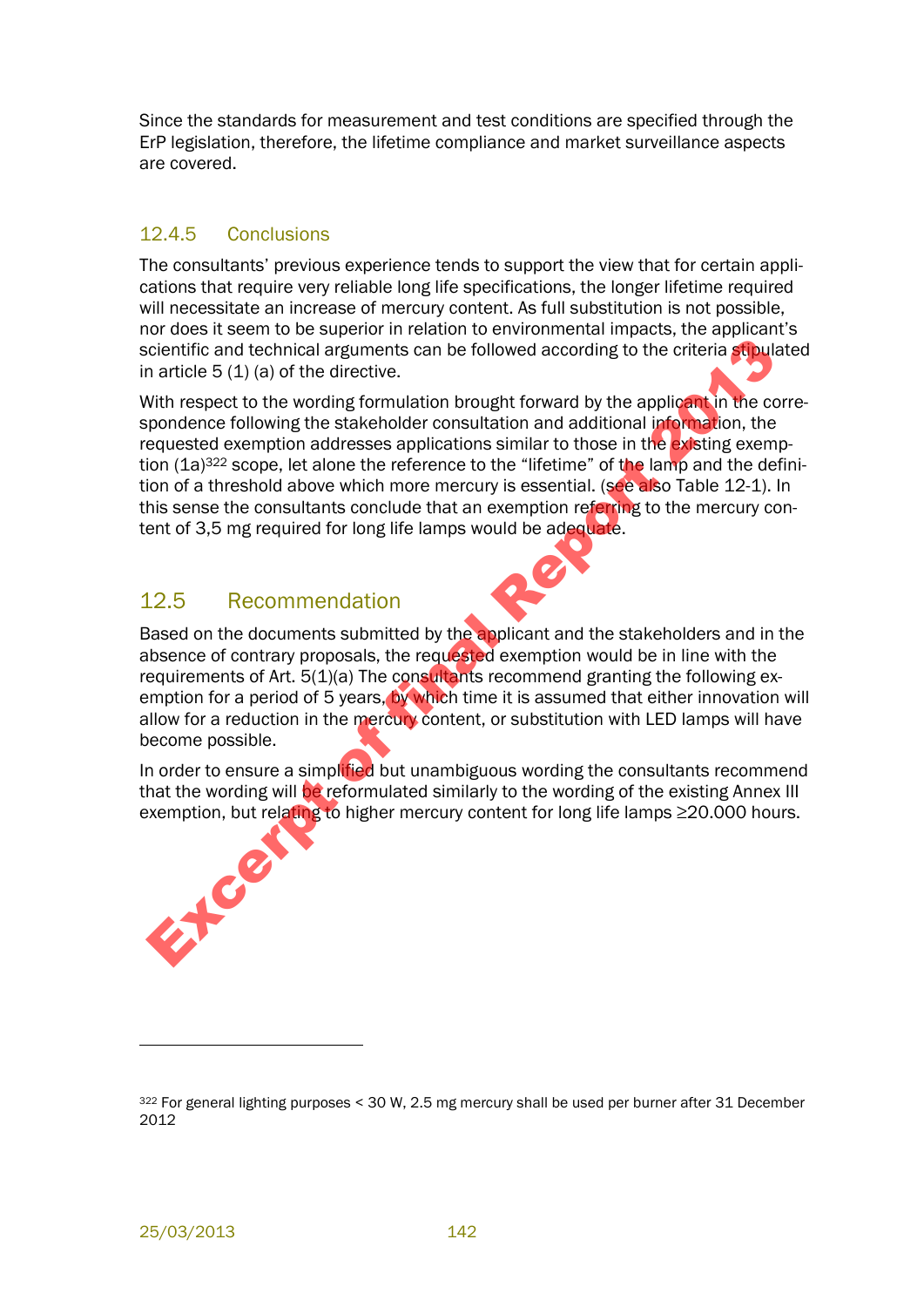Since the standards for measurement and test conditions are specified through the ErP legislation, therefore, the lifetime compliance and market surveillance aspects are covered.

### 12.4.5 Conclusions

The consultants' previous experience tends to support the view that for certain applications that require very reliable long life specifications, the longer lifetime required will necessitate an increase of mercury content. As full substitution is not possible, nor does it seem to be superior in relation to environmental impacts, the applicant's scientific and technical arguments can be followed according to the criteria stipulated in article 5 (1) (a) of the directive.

With respect to the wording formulation brought forward by the applicant in the correspondence following the stakeholder consultation and additional information, the requested exemption addresses applications similar to those in the existing exemption (1a)[322] scope, let alone the reference to the "lifetime" of the lamp and the definition of a threshold above which more mercury is essential. (see also Table 12-1). In this sense the consultants conclude that an exemption referring to the mercury content of 3,5 mg required for long life lamps would be adequate.

## 12.5 Recommendation

Based on the documents submitted by the applicant and the stakeholders and in the absence of contrary proposals, the requested exemption would be in line with the requirements of Art. 5(1)(a) The consultants recommend granting the following exemption for a period of 5 years, by which time it is assumed that either innovation will allow for a reduction in the mercury content, or substitution with LED lamps will have become possible.

In order to ensure a simplified but unambiguous wording the consultants recommend that the wording will be reformulated similarly to the wording of the existing Annex III exemption, but relating to higher mercury content for long life lamps ≥20.000 hours.

Excerpt of final Report 2013

---

[322] For general lighting purposes < 30 W, 2.5 mg mercury shall be used per burner after 31 December 2012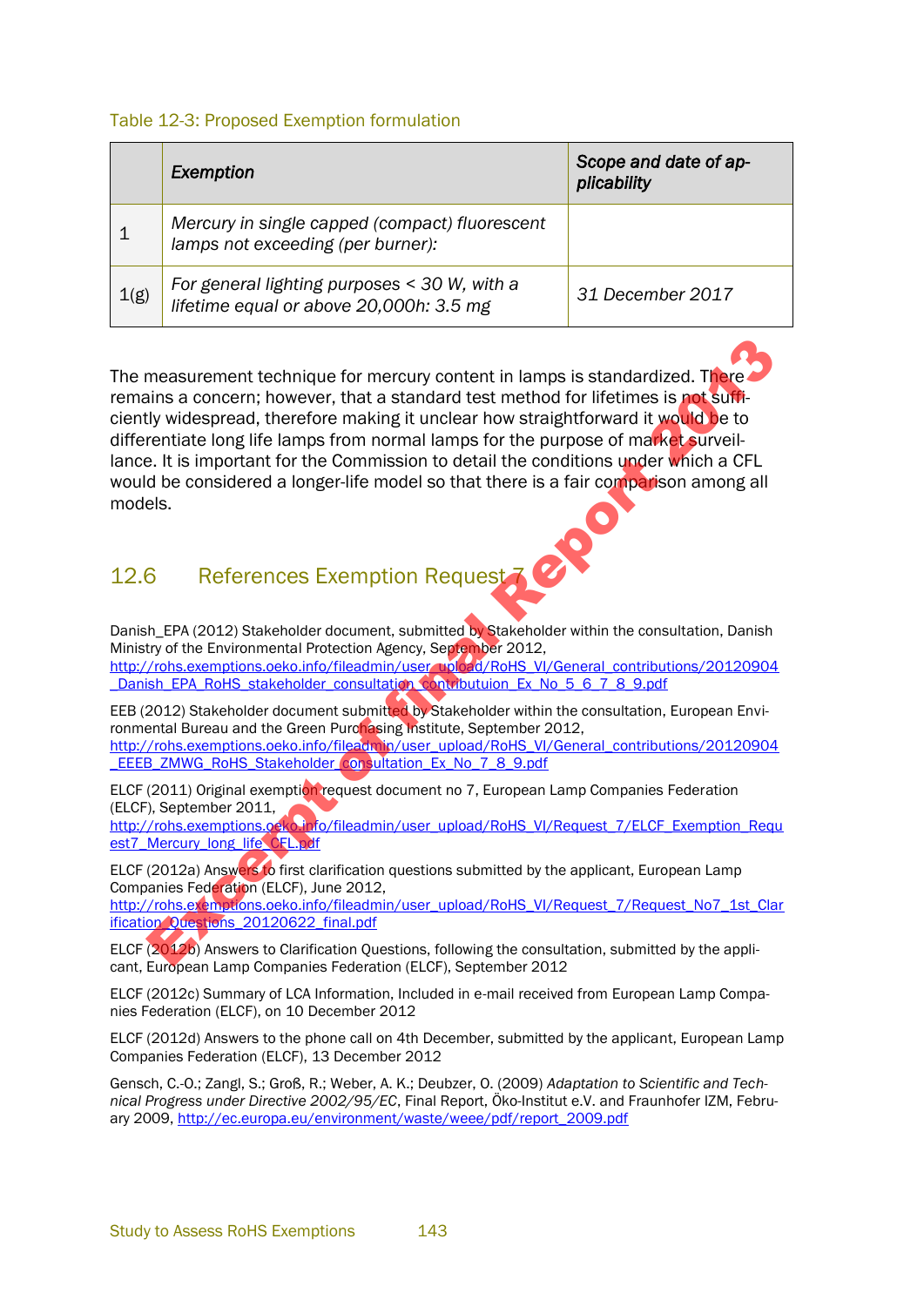Table 12-3: Proposed Exemption formulation

| | *Exemption* | *Scope and date of applicability* |
|---|---|---|
| 1 | *Mercury in single capped (compact) fluorescent lamps not exceeding (per burner):* | |
| 1(g) | *For general lighting purposes < 30 W, with a lifetime equal or above 20,000h: 3.5 mg* | *31 December 2017* |

The measurement technique for mercury content in lamps is standardized. There remains a concern; however, that a standard test method for lifetimes is not sufficiently widespread, therefore making it unclear how straightforward it would be to differentiate long life lamps from normal lamps for the purpose of market surveillance. It is important for the Commission to detail the conditions under which a CFL would be considered a longer-life model so that there is a fair comparison among all models.

## 12.6 References Exemption Request 7

Danish_EPA (2012) Stakeholder document, submitted by Stakeholder within the consultation, Danish Ministry of the Environmental Protection Agency, September 2012, http://rohs.exemptions.oeko.info/fileadmin/user_upload/RoHS_VI/General_contributions/20120904_Danish_EPA_RoHS_stakeholder_consultation_contributuion_Ex_No_5_6_7_8_9.pdf

EEB (2012) Stakeholder document submitted by Stakeholder within the consultation, European Environmental Bureau and the Green Purchasing Institute, September 2012, http://rohs.exemptions.oeko.info/fileadmin/user_upload/RoHS_VI/General_contributions/20120904_EEEB_ZMWG_RoHS_Stakeholder_consultation_Ex_No_7_8_9.pdf

ELCF (2011) Original exemption request document no 7, European Lamp Companies Federation (ELCF), September 2011, http://rohs.exemptions.oeko.info/fileadmin/user_upload/RoHS_VI/Request_7/ELCF_Exemption_Request7_Mercury_long_life_CFL.pdf

ELCF (2012a) Answers to first clarification questions submitted by the applicant, European Lamp Companies Federation (ELCF), June 2012, http://rohs.exemptions.oeko.info/fileadmin/user_upload/RoHS_VI/Request_7/Request_No7_1st_Clarification_Questions_20120622_final.pdf

ELCF (2012b) Answers to Clarification Questions, following the consultation, submitted by the applicant, European Lamp Companies Federation (ELCF), September 2012

ELCF (2012c) Summary of LCA Information, Included in e-mail received from European Lamp Companies Federation (ELCF), on 10 December 2012

ELCF (2012d) Answers to the phone call on 4th December, submitted by the applicant, European Lamp Companies Federation (ELCF), 13 December 2012

Gensch, C.-O.; Zangl, S.; Groß, R.; Weber, A. K.; Deubzer, O. (2009) *Adaptation to Scientific and Technical Progress under Directive 2002/95/EC*, Final Report, Öko-Institut e.V. and Fraunhofer IZM, February 2009, http://ec.europa.eu/environment/waste/weee/pdf/report_2009.pdf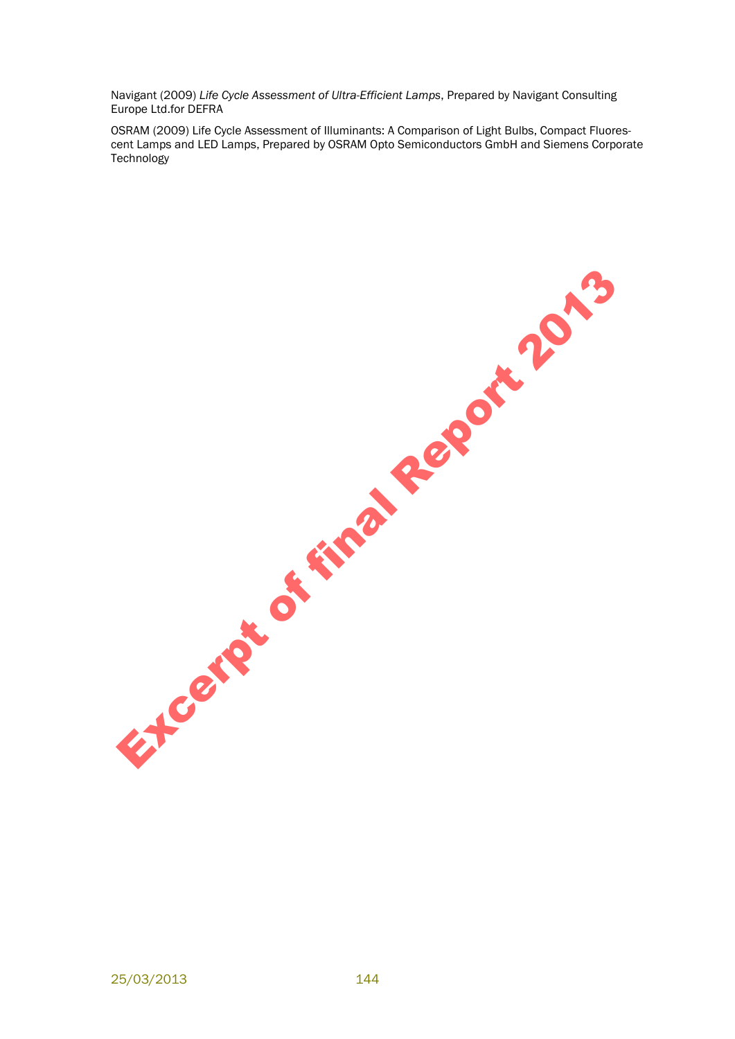Navigant (2009) *Life Cycle Assessment of Ultra-Efficient Lamps*, Prepared by Navigant Consulting Europe Ltd.for DEFRA

OSRAM (2009) Life Cycle Assessment of Illuminants: A Comparison of Light Bulbs, Compact Fluorescent Lamps and LED Lamps, Prepared by OSRAM Opto Semiconductors GmbH and Siemens Corporate Technology

Excerpt of final Report 2013